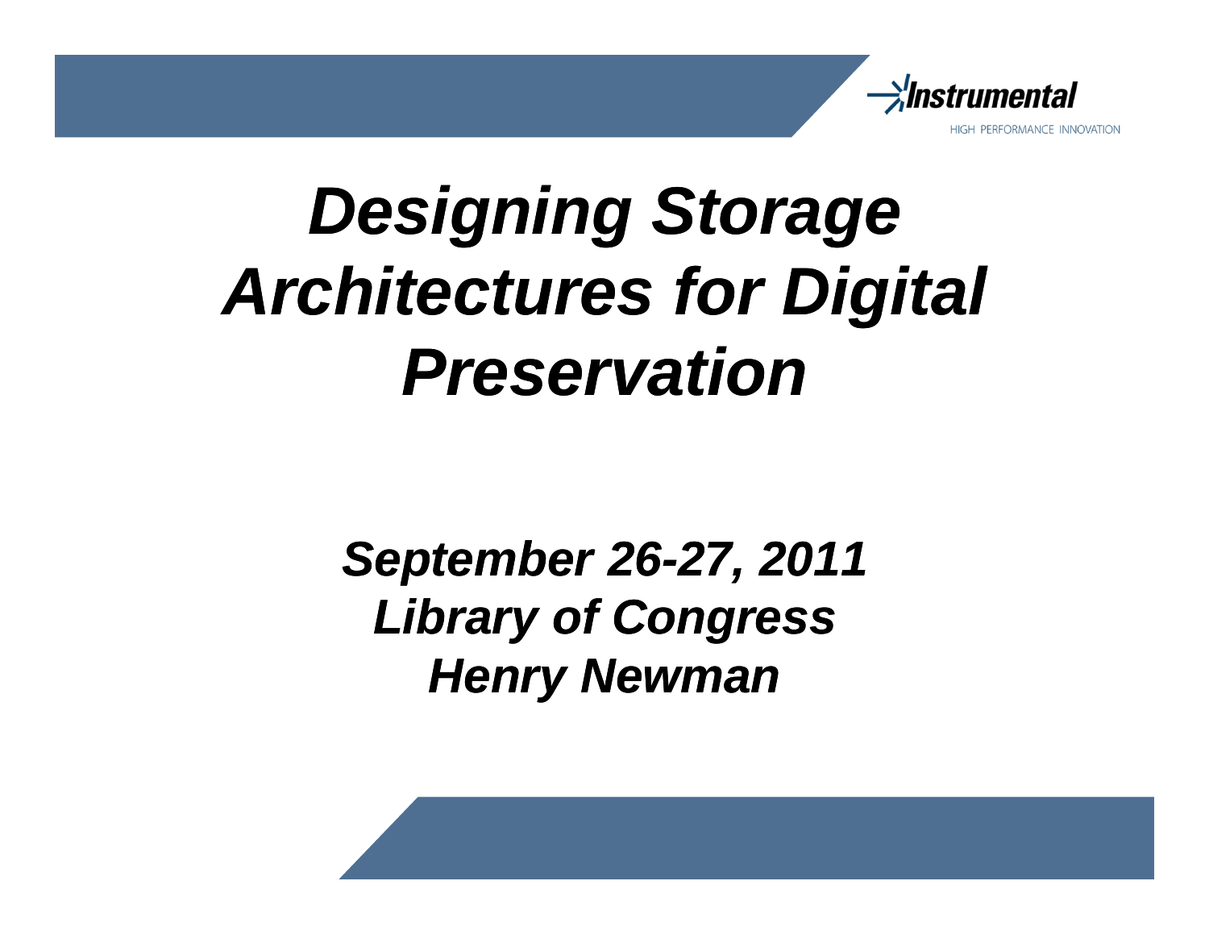Instrumental

HIGH PERFORMANCE INNOVATION

# *Designing Storage Architectures for Digital Preservation*

***September 26-27, 2011***
***Library of Congress***
***Henry Newman***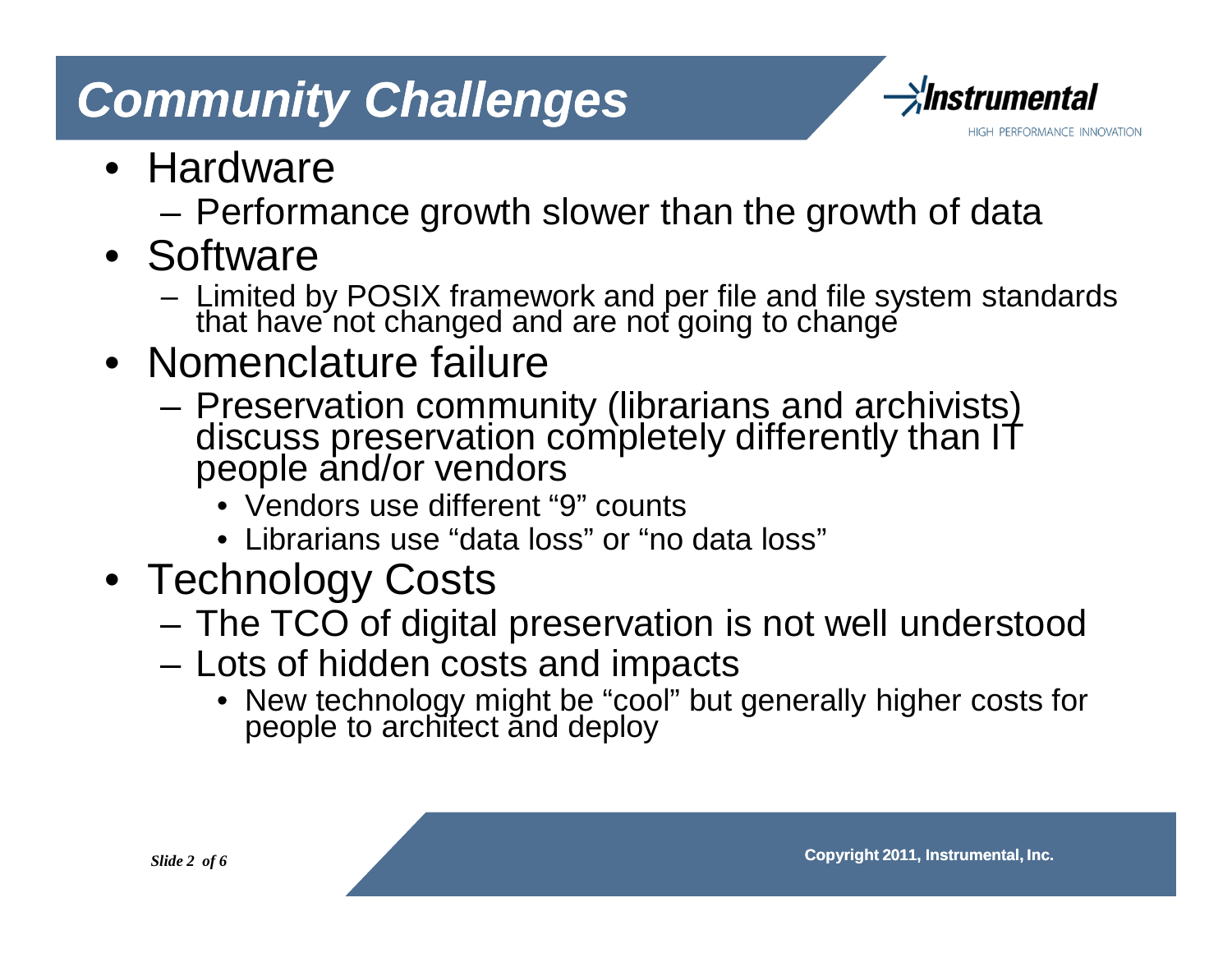# Community Challenges

- Hardware
  - Performance growth slower than the growth of data
- Software
  - Limited by POSIX framework and per file and file system standards that have not changed and are not going to change
- Nomenclature failure
  - Preservation community (librarians and archivists) discuss preservation completely differently than IT people and/or vendors
    - Vendors use different "9" counts
    - Librarians use "data loss" or "no data loss"
- Technology Costs
  - The TCO of digital preservation is not well understood
  - Lots of hidden costs and impacts
    - New technology might be "cool" but generally higher costs for people to architect and deploy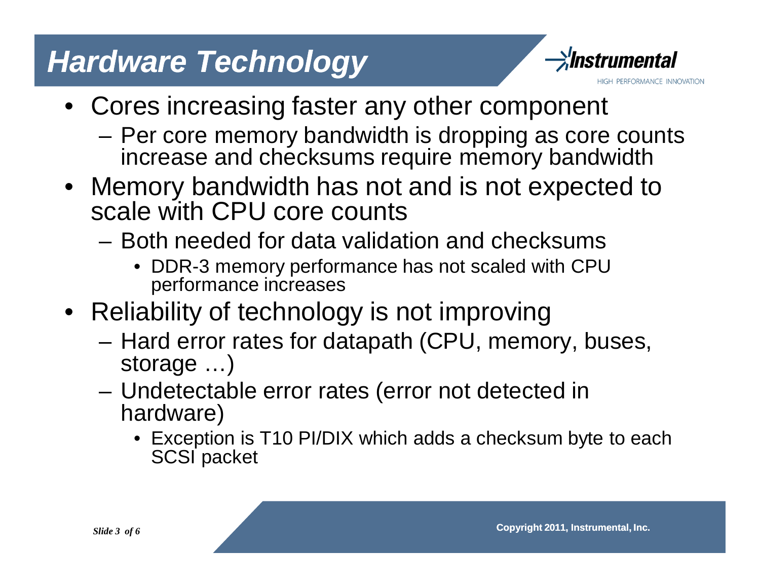# Hardware Technology

- Cores increasing faster any other component
  - Per core memory bandwidth is dropping as core counts increase and checksums require memory bandwidth
- Memory bandwidth has not and is not expected to scale with CPU core counts
  - Both needed for data validation and checksums
    - DDR-3 memory performance has not scaled with CPU performance increases
- Reliability of technology is not improving
  - Hard error rates for datapath (CPU, memory, buses, storage …)
  - Undetectable error rates (error not detected in hardware)
    - Exception is T10 PI/DIX which adds a checksum byte to each SCSI packet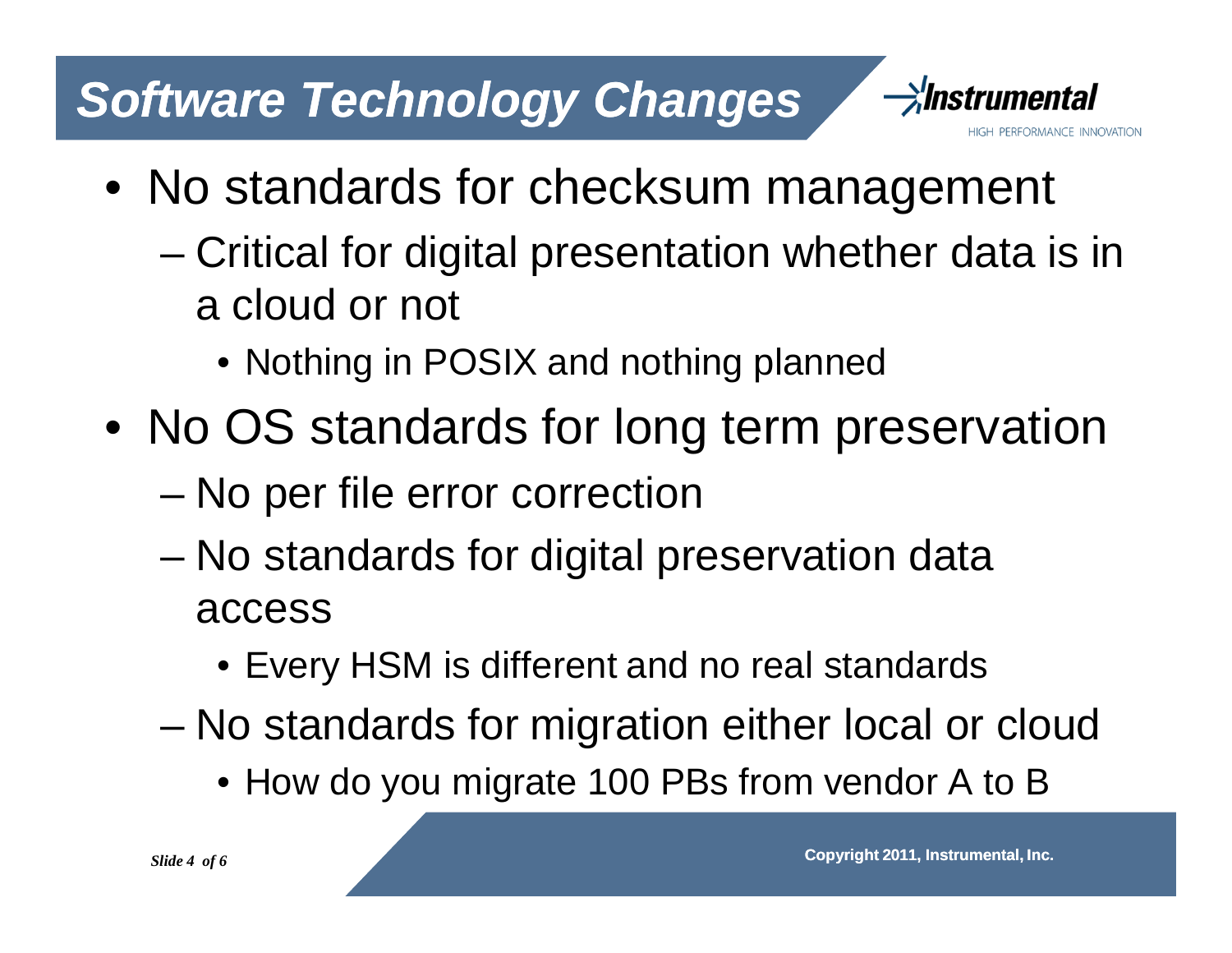# Software Technology Changes

- No standards for checksum management
  - Critical for digital presentation whether data is in a cloud or not
    - Nothing in POSIX and nothing planned
- No OS standards for long term preservation
  - No per file error correction
  - No standards for digital preservation data access
    - Every HSM is different and no real standards
  - No standards for migration either local or cloud
    - How do you migrate 100 PBs from vendor A to B

Copyright 2011, Instrumental, Inc.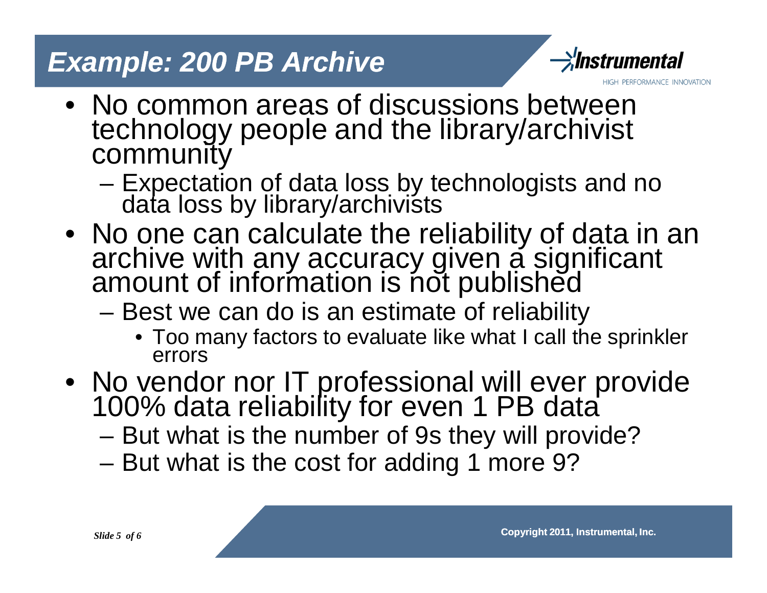# Example: 200 PB Archive

- No common areas of discussions between technology people and the library/archivist community
  - Expectation of data loss by technologists and no data loss by library/archivists
- No one can calculate the reliability of data in an archive with any accuracy given a significant amount of information is not published
  - Best we can do is an estimate of reliability
    - Too many factors to evaluate like what I call the sprinkler errors
- No vendor nor IT professional will ever provide 100% data reliability for even 1 PB data
  - But what is the number of 9s they will provide?
  - But what is the cost for adding 1 more 9?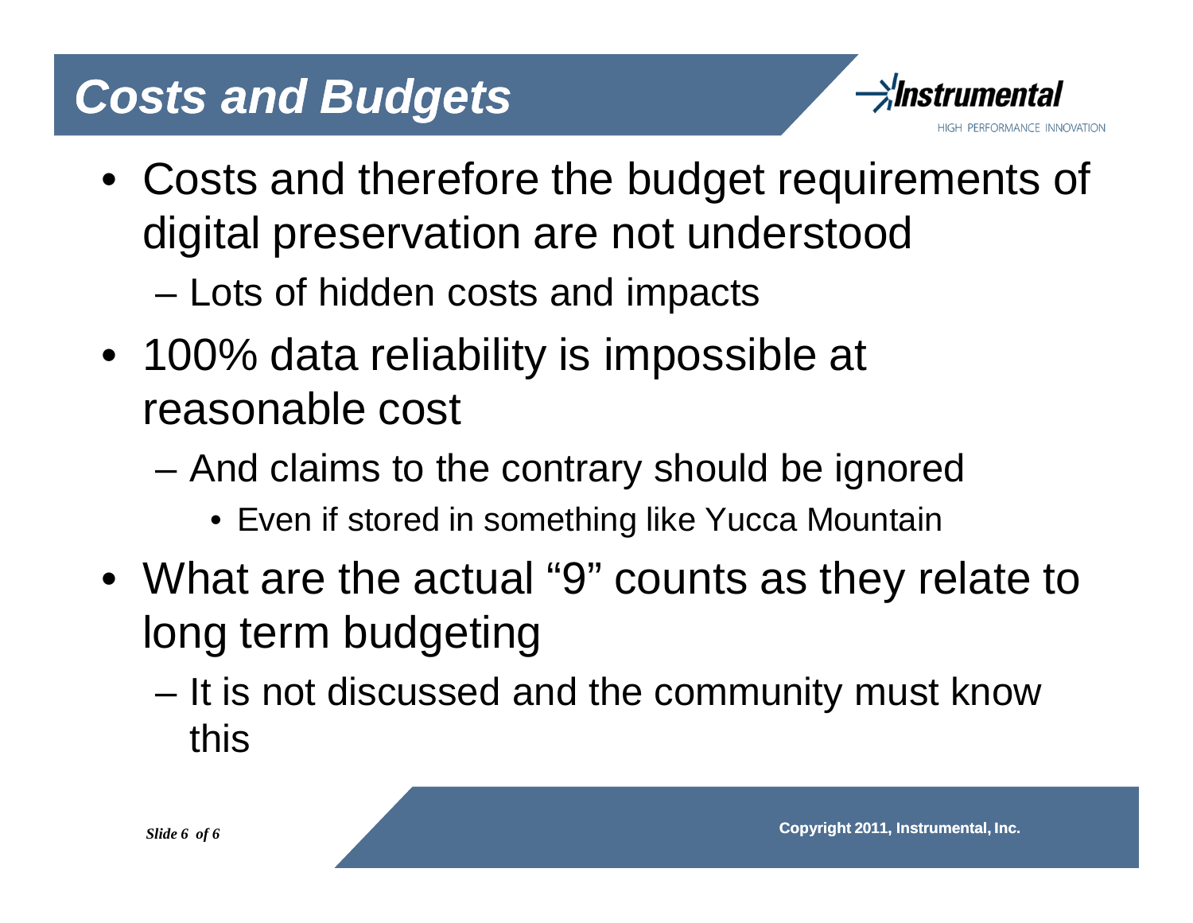# Costs and Budgets

- Costs and therefore the budget requirements of digital preservation are not understood
  - Lots of hidden costs and impacts
- 100% data reliability is impossible at reasonable cost
  - And claims to the contrary should be ignored
    - Even if stored in something like Yucca Mountain
- What are the actual “9” counts as they relate to long term budgeting
  - It is not discussed and the community must know this